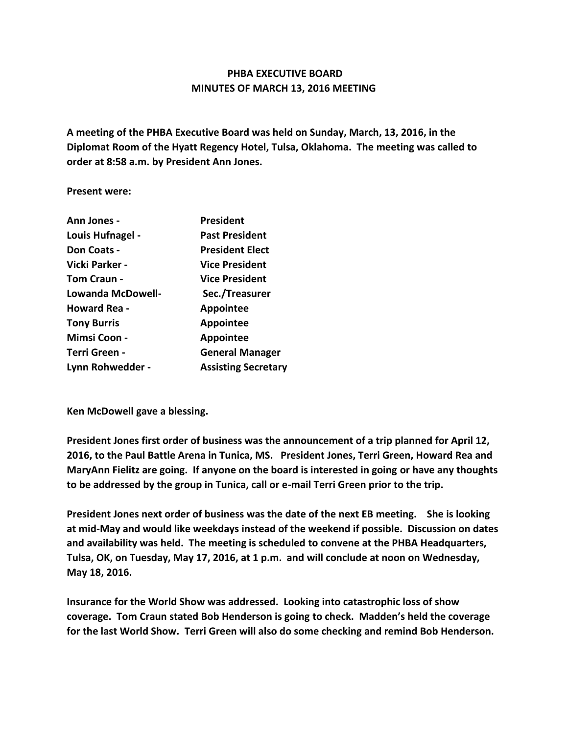# PHBA EXECUTIVE BOARD
## MINUTES OF MARCH 13, 2016 MEETING

**A meeting of the PHBA Executive Board was held on Sunday, March, 13, 2016, in the Diplomat Room of the Hyatt Regency Hotel, Tulsa, Oklahoma. The meeting was called to order at 8:58 a.m. by President Ann Jones.**

**Present were:**

| | |
|---|---|
| **Ann Jones -** | **President** |
| **Louis Hufnagel -** | **Past President** |
| **Don Coats -** | **President Elect** |
| **Vicki Parker -** | **Vice President** |
| **Tom Craun -** | **Vice President** |
| **Lowanda McDowell-** | **Sec./Treasurer** |
| **Howard Rea -** | **Appointee** |
| **Tony Burris** | **Appointee** |
| **Mimsi Coon -** | **Appointee** |
| **Terri Green -** | **General Manager** |
| **Lynn Rohwedder -** | **Assisting Secretary** |

**Ken McDowell gave a blessing.**

**President Jones first order of business was the announcement of a trip planned for April 12, 2016, to the Paul Battle Arena in Tunica, MS. President Jones, Terri Green, Howard Rea and MaryAnn Fielitz are going. If anyone on the board is interested in going or have any thoughts to be addressed by the group in Tunica, call or e-mail Terri Green prior to the trip.**

**President Jones next order of business was the date of the next EB meeting. She is looking at mid-May and would like weekdays instead of the weekend if possible. Discussion on dates and availability was held. The meeting is scheduled to convene at the PHBA Headquarters, Tulsa, OK, on Tuesday, May 17, 2016, at 1 p.m. and will conclude at noon on Wednesday, May 18, 2016.**

**Insurance for the World Show was addressed. Looking into catastrophic loss of show coverage. Tom Craun stated Bob Henderson is going to check. Madden's held the coverage for the last World Show. Terri Green will also do some checking and remind Bob Henderson.**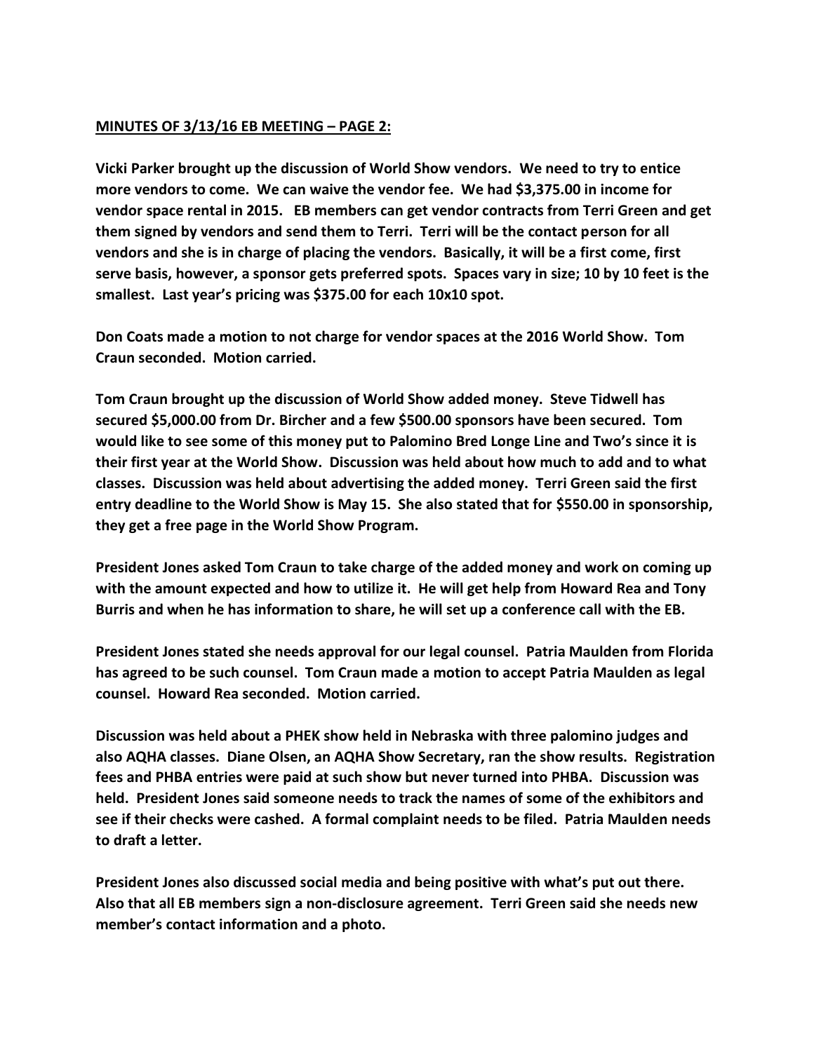**<u>MINUTES OF 3/13/16 EB MEETING – PAGE 2:</u>**

**Vicki Parker brought up the discussion of World Show vendors. We need to try to entice more vendors to come. We can waive the vendor fee. We had $3,375.00 in income for vendor space rental in 2015. EB members can get vendor contracts from Terri Green and get them signed by vendors and send them to Terri. Terri will be the contact person for all vendors and she is in charge of placing the vendors. Basically, it will be a first come, first serve basis, however, a sponsor gets preferred spots. Spaces vary in size; 10 by 10 feet is the smallest. Last year's pricing was $375.00 for each 10x10 spot.**

**Don Coats made a motion to not charge for vendor spaces at the 2016 World Show. Tom Craun seconded. Motion carried.**

**Tom Craun brought up the discussion of World Show added money. Steve Tidwell has secured $5,000.00 from Dr. Bircher and a few $500.00 sponsors have been secured. Tom would like to see some of this money put to Palomino Bred Longe Line and Two's since it is their first year at the World Show. Discussion was held about how much to add and to what classes. Discussion was held about advertising the added money. Terri Green said the first entry deadline to the World Show is May 15. She also stated that for $550.00 in sponsorship, they get a free page in the World Show Program.**

**President Jones asked Tom Craun to take charge of the added money and work on coming up with the amount expected and how to utilize it. He will get help from Howard Rea and Tony Burris and when he has information to share, he will set up a conference call with the EB.**

**President Jones stated she needs approval for our legal counsel. Patria Maulden from Florida has agreed to be such counsel. Tom Craun made a motion to accept Patria Maulden as legal counsel. Howard Rea seconded. Motion carried.**

**Discussion was held about a PHEK show held in Nebraska with three palomino judges and also AQHA classes. Diane Olsen, an AQHA Show Secretary, ran the show results. Registration fees and PHBA entries were paid at such show but never turned into PHBA. Discussion was held. President Jones said someone needs to track the names of some of the exhibitors and see if their checks were cashed. A formal complaint needs to be filed. Patria Maulden needs to draft a letter.**

**President Jones also discussed social media and being positive with what's put out there. Also that all EB members sign a non-disclosure agreement. Terri Green said she needs new member's contact information and a photo.**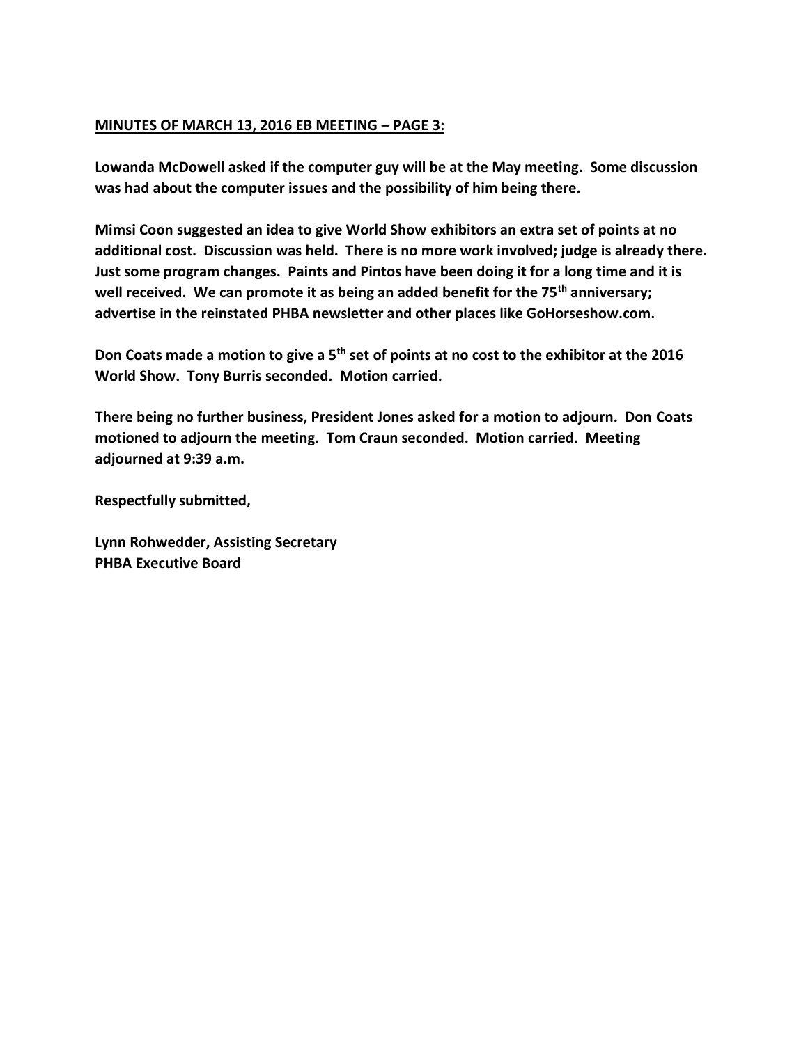**MINUTES OF MARCH 13, 2016 EB MEETING – PAGE 3:**

**Lowanda McDowell asked if the computer guy will be at the May meeting. Some discussion was had about the computer issues and the possibility of him being there.**

**Mimsi Coon suggested an idea to give World Show exhibitors an extra set of points at no additional cost. Discussion was held. There is no more work involved; judge is already there. Just some program changes. Paints and Pintos have been doing it for a long time and it is well received. We can promote it as being an added benefit for the 75th anniversary; advertise in the reinstated PHBA newsletter and other places like GoHorseshow.com.**

**Don Coats made a motion to give a 5th set of points at no cost to the exhibitor at the 2016 World Show. Tony Burris seconded. Motion carried.**

**There being no further business, President Jones asked for a motion to adjourn. Don Coats motioned to adjourn the meeting. Tom Craun seconded. Motion carried. Meeting adjourned at 9:39 a.m.**

**Respectfully submitted,**

**Lynn Rohwedder, Assisting Secretary**
**PHBA Executive Board**